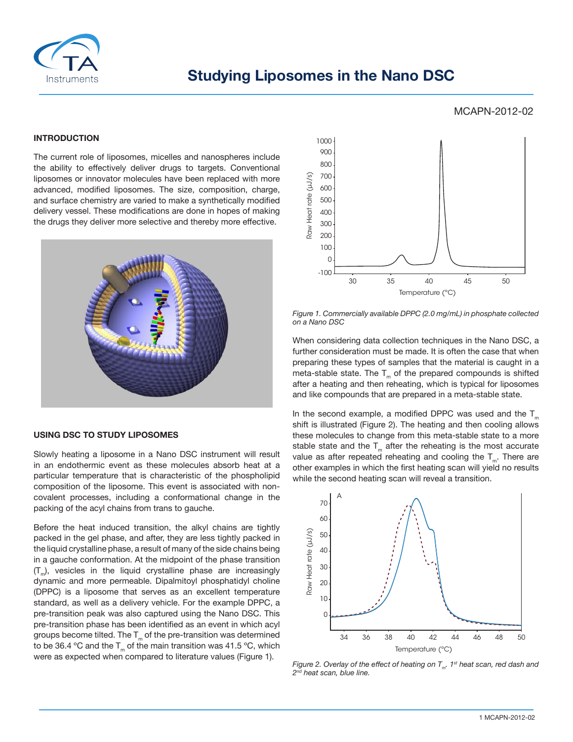# Studying Liposomes in the Nano DSC

MCAPN-2012-02

## INTRODUCTION

The current role of liposomes, micelles and nanospheres include the ability to effectively deliver drugs to targets. Conventional liposomes or innovator molecules have been replaced with more advanced, modified liposomes. The size, composition, charge, and surface chemistry are varied to make a synthetically modified delivery vessel. These modifications are done in hopes of making the drugs they deliver more selective and thereby more effective.

## USING DSC TO STUDY LIPOSOMES

Slowly heating a liposome in a Nano DSC instrument will result in an endothermic event as these molecules absorb heat at a particular temperature that is characteristic of the phospholipid composition of the liposome. This event is associated with non-covalent processes, including a conformational change in the packing of the acyl chains from trans to gauche.

Before the heat induced transition, the alkyl chains are tightly packed in the gel phase, and after, they are less tightly packed in the liquid crystalline phase, a result of many of the side chains being in a gauche conformation. At the midpoint of the phase transition ($T_m$), vesicles in the liquid crystalline phase are increasingly dynamic and more permeable. Dipalmitoyl phosphatidyl choline (DPPC) is a liposome that serves as an excellent temperature standard, as well as a delivery vehicle. For the example DPPC, a pre-transition peak was also captured using the Nano DSC. This pre-transition phase has been identified as an event in which acyl groups become tilted. The $T_m$ of the pre-transition was determined to be 36.4 °C and the $T_m$ of the main transition was 41.5 °C, which were as expected when compared to literature values (Figure 1).

*Figure 1. Commercially available DPPC (2.0 mg/mL) in phosphate collected on a Nano DSC*

When considering data collection techniques in the Nano DSC, a further consideration must be made. It is often the case that when preparing these types of samples that the material is caught in a meta-stable state. The $T_m$ of the prepared compounds is shifted after a heating and then reheating, which is typical for liposomes and like compounds that are prepared in a meta-stable state.

In the second example, a modified DPPC was used and the $T_m$ shift is illustrated (Figure 2). The heating and then cooling allows these molecules to change from this meta-stable state to a more stable state and the $T_m$ after the reheating is the most accurate value as after repeated reheating and cooling the $T_m$. There are other examples in which the first heating scan will yield no results while the second heating scan will reveal a transition.

*Figure 2. Overlay of the effect of heating on $T_m$. 1st heat scan, red dash and 2nd heat scan, blue line.*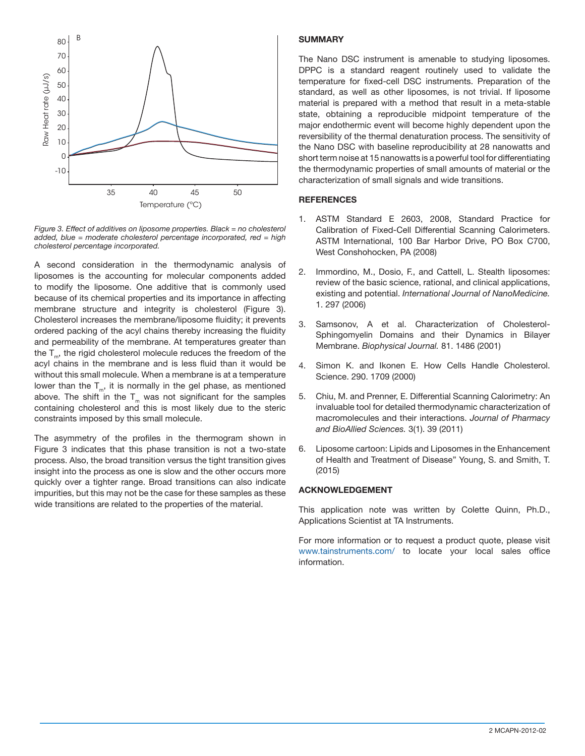B

80
70
60
50
40
30
20
10
0
-10

Raw Heat rate (µJ/s)

35
40
45
50

Temperature (°C)

*Figure 3. Effect of additives on liposome properties. Black = no cholesterol added, blue = moderate cholesterol percentage incorporated, red = high cholesterol percentage incorporated.*

A second consideration in the thermodynamic analysis of liposomes is the accounting for molecular components added to modify the liposome. One additive that is commonly used because of its chemical properties and its importance in affecting membrane structure and integrity is cholesterol (Figure 3). Cholesterol increases the membrane/liposome fluidity; it prevents ordered packing of the acyl chains thereby increasing the fluidity and permeability of the membrane. At temperatures greater than the $T_m$, the rigid cholesterol molecule reduces the freedom of the acyl chains in the membrane and is less fluid than it would be without this small molecule. When a membrane is at a temperature lower than the $T_m$, it is normally in the gel phase, as mentioned above. The shift in the $T_m$ was not significant for the samples containing cholesterol and this is most likely due to the steric constraints imposed by this small molecule.

The asymmetry of the profiles in the thermogram shown in Figure 3 indicates that this phase transition is not a two-state process. Also, the broad transition versus the tight transition gives insight into the process as one is slow and the other occurs more quickly over a tighter range. Broad transitions can also indicate impurities, but this may not be the case for these samples as these wide transitions are related to the properties of the material.

## SUMMARY

The Nano DSC instrument is amenable to studying liposomes. DPPC is a standard reagent routinely used to validate the temperature for fixed-cell DSC instruments. Preparation of the standard, as well as other liposomes, is not trivial. If liposome material is prepared with a method that result in a meta-stable state, obtaining a reproducible midpoint temperature of the major endothermic event will become highly dependent upon the reversibility of the thermal denaturation process. The sensitivity of the Nano DSC with baseline reproducibility at 28 nanowatts and short term noise at 15 nanowatts is a powerful tool for differentiating the thermodynamic properties of small amounts of material or the characterization of small signals and wide transitions.

## REFERENCES

1. ASTM Standard E 2603, 2008, Standard Practice for Calibration of Fixed-Cell Differential Scanning Calorimeters. ASTM International, 100 Bar Harbor Drive, PO Box C700, West Conshohocken, PA (2008)
2. Immordino, M., Dosio, F., and Cattell, L. Stealth liposomes: review of the basic science, rational, and clinical applications, existing and potential. *International Journal of NanoMedicine.* 1. 297 (2006)
3. Samsonov, A et al. Characterization of Cholesterol-Sphingomyelin Domains and their Dynamics in Bilayer Membrane. *Biophysical Journal.* 81. 1486 (2001)
4. Simon K. and Ikonen E. How Cells Handle Cholesterol. Science. 290. 1709 (2000)
5. Chiu, M. and Prenner, E. Differential Scanning Calorimetry: An invaluable tool for detailed thermodynamic characterization of macromolecules and their interactions. *Journal of Pharmacy and BioAllied Sciences.* 3(1). 39 (2011)
6. Liposome cartoon: Lipids and Liposomes in the Enhancement of Health and Treatment of Disease" Young, S. and Smith, T. (2015)

## ACKNOWLEDGEMENT

This application note was written by Colette Quinn, Ph.D., Applications Scientist at TA Instruments.

For more information or to request a product quote, please visit www.tainstruments.com/ to locate your local sales office information.